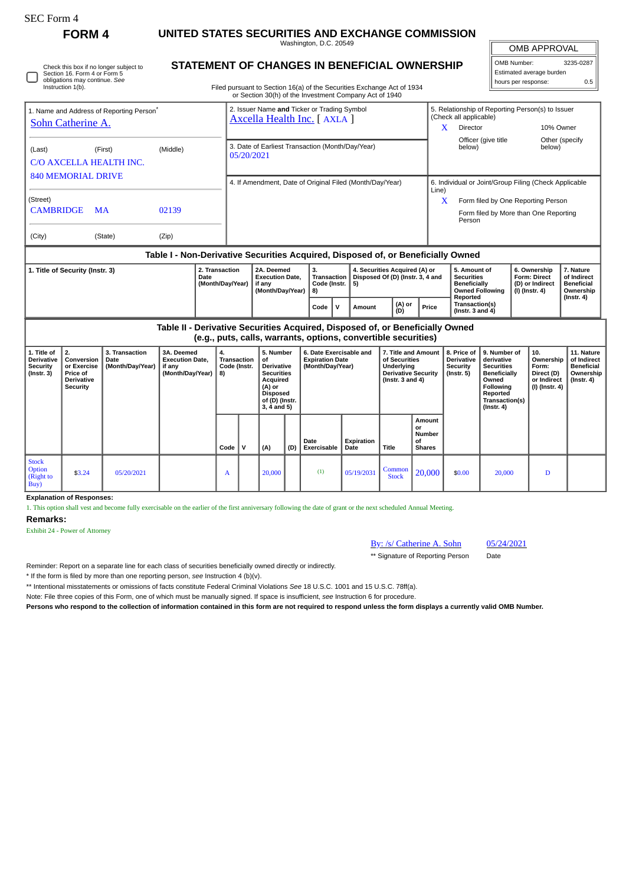SEC Form 4

# FORM 4

# UNITED STATES SECURITIES AND EXCHANGE COMMISSION

Washington, D.C. 20549

## STATEMENT OF CHANGES IN BENEFICIAL OWNERSHIP

Filed pursuant to Section 16(a) of the Securities Exchange Act of 1934 or Section 30(h) of the Investment Company Act of 1940

| OMB APPROVAL | |
|---|---|
| OMB Number: | 3235-0287 |
| Estimated average burden | |
| hours per response: | 0.5 |

☐ Check this box if no longer subject to Section 16. Form 4 or Form 5 obligations may continue. *See* Instruction 1(b).

**1. Name and Address of Reporting Person***

Sohn Catherine A.

(Last) (First) (Middle)

C/O AXCELLA HEALTH INC.
840 MEMORIAL DRIVE

(Street)

CAMBRIDGE MA 02139

(City) (State) (Zip)

**2. Issuer Name and Ticker or Trading Symbol**

Axcella Health Inc. [ AXLA ]

**3. Date of Earliest Transaction (Month/Day/Year)**

05/20/2021

**4. If Amendment, Date of Original Filed (Month/Day/Year)**

**5. Relationship of Reporting Person(s) to Issuer (Check all applicable)**

X Director
10% Owner
Officer (give title below)
Other (specify below)

**6. Individual or Joint/Group Filing (Check Applicable Line)**

X Form filed by One Reporting Person
Form filed by More than One Reporting Person

### Table I - Non-Derivative Securities Acquired, Disposed of, or Beneficially Owned

| 1. Title of Security (Instr. 3) | 2. Transaction Date (Month/Day/Year) | 2A. Deemed Execution Date, if any (Month/Day/Year) | 3. Transaction Code (Instr. 8) | | 4. Securities Acquired (A) or Disposed Of (D) (Instr. 3, 4 and 5) | | | 5. Amount of Securities Beneficially Owned Following Reported Transaction(s) (Instr. 3 and 4) | 6. Ownership Form: Direct (D) or Indirect (I) (Instr. 4) | 7. Nature of Indirect Beneficial Ownership (Instr. 4) |
|---|---|---|---|---|---|---|---|---|---|---|
| | | | Code | V | Amount | (A) or (D) | Price | | | |

### Table II - Derivative Securities Acquired, Disposed of, or Beneficially Owned (e.g., puts, calls, warrants, options, convertible securities)

| 1. Title of Derivative Security (Instr. 3) | 2. Conversion or Exercise Price of Derivative Security | 3. Transaction Date (Month/Day/Year) | 3A. Deemed Execution Date, if any (Month/Day/Year) | 4. Transaction Code (Instr. 8) | | 5. Number of Derivative Securities Acquired (A) or Disposed of (D) (Instr. 3, 4 and 5) | | 6. Date Exercisable and Expiration Date (Month/Day/Year) | | 7. Title and Amount of Securities Underlying Derivative Security (Instr. 3 and 4) | | 8. Price of Derivative Security (Instr. 5) | 9. Number of derivative Securities Beneficially Owned Following Reported Transaction(s) (Instr. 4) | 10. Ownership Form: Direct (D) or Indirect (I) (Instr. 4) | 11. Nature of Indirect Beneficial Ownership (Instr. 4) |
|---|---|---|---|---|---|---|---|---|---|---|---|---|---|---|---|
| | | | | Code | V | (A) | (D) | Date Exercisable | Expiration Date | Title | Amount or Number of Shares | | | | |
| Stock Option (Right to Buy) | $3.24 | 05/20/2021 | | A | | 20,000 | | (1) | 05/19/2031 | Common Stock | 20,000 | $0.00 | 20,000 | D | |

**Explanation of Responses:**

1. This option shall vest and become fully exercisable on the earlier of the first anniversary following the date of grant or the next scheduled Annual Meeting.

**Remarks:**

Exhibit 24 - Power of Attorney

By: /s/ Catherine A. Sohn — 05/24/2021

** Signature of Reporting Person — Date

Reminder: Report on a separate line for each class of securities beneficially owned directly or indirectly.

* If the form is filed by more than one reporting person, *see* Instruction 4 (b)(v).

** Intentional misstatements or omissions of facts constitute Federal Criminal Violations *See* 18 U.S.C. 1001 and 15 U.S.C. 78ff(a).

Note: File three copies of this Form, one of which must be manually signed. If space is insufficient, *see* Instruction 6 for procedure.

**Persons who respond to the collection of information contained in this form are not required to respond unless the form displays a currently valid OMB Number.**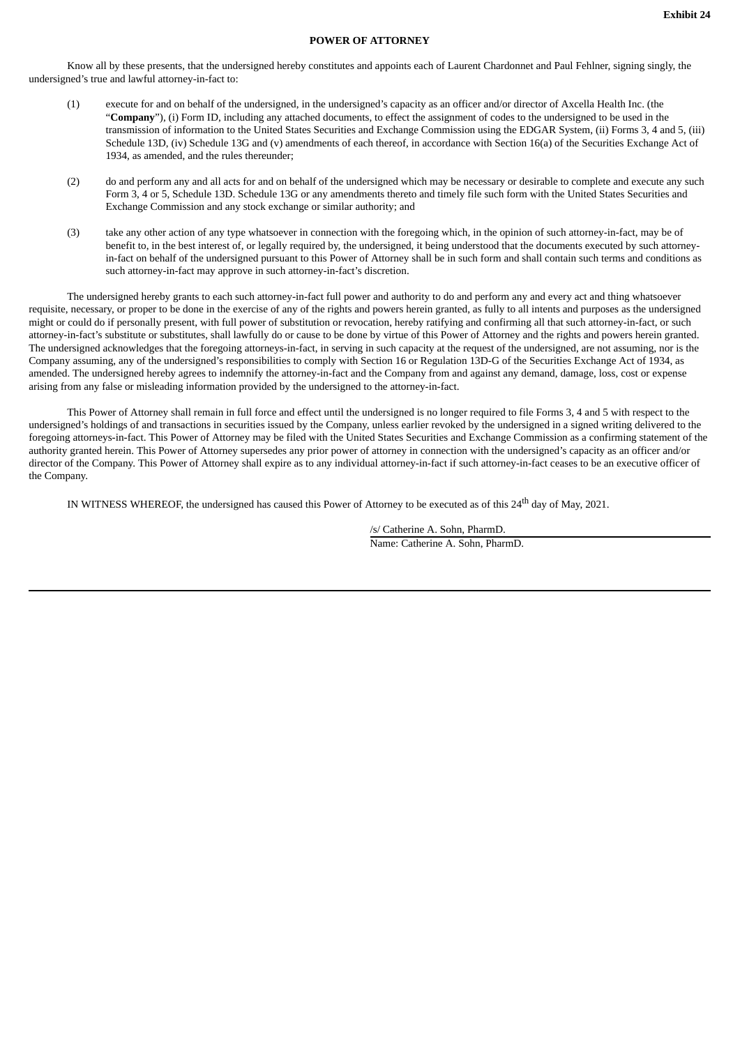**Exhibit 24**

**POWER OF ATTORNEY**

Know all by these presents, that the undersigned hereby constitutes and appoints each of Laurent Chardonnet and Paul Fehlner, signing singly, the undersigned's true and lawful attorney-in-fact to:

(1) execute for and on behalf of the undersigned, in the undersigned's capacity as an officer and/or director of Axcella Health Inc. (the "**Company**"), (i) Form ID, including any attached documents, to effect the assignment of codes to the undersigned to be used in the transmission of information to the United States Securities and Exchange Commission using the EDGAR System, (ii) Forms 3, 4 and 5, (iii) Schedule 13D, (iv) Schedule 13G and (v) amendments of each thereof, in accordance with Section 16(a) of the Securities Exchange Act of 1934, as amended, and the rules thereunder;

(2) do and perform any and all acts for and on behalf of the undersigned which may be necessary or desirable to complete and execute any such Form 3, 4 or 5, Schedule 13D. Schedule 13G or any amendments thereto and timely file such form with the United States Securities and Exchange Commission and any stock exchange or similar authority; and

(3) take any other action of any type whatsoever in connection with the foregoing which, in the opinion of such attorney-in-fact, may be of benefit to, in the best interest of, or legally required by, the undersigned, it being understood that the documents executed by such attorney-in-fact on behalf of the undersigned pursuant to this Power of Attorney shall be in such form and shall contain such terms and conditions as such attorney-in-fact may approve in such attorney-in-fact's discretion.

The undersigned hereby grants to each such attorney-in-fact full power and authority to do and perform any and every act and thing whatsoever requisite, necessary, or proper to be done in the exercise of any of the rights and powers herein granted, as fully to all intents and purposes as the undersigned might or could do if personally present, with full power of substitution or revocation, hereby ratifying and confirming all that such attorney-in-fact, or such attorney-in-fact's substitute or substitutes, shall lawfully do or cause to be done by virtue of this Power of Attorney and the rights and powers herein granted. The undersigned acknowledges that the foregoing attorneys-in-fact, in serving in such capacity at the request of the undersigned, are not assuming, nor is the Company assuming, any of the undersigned's responsibilities to comply with Section 16 or Regulation 13D-G of the Securities Exchange Act of 1934, as amended. The undersigned hereby agrees to indemnify the attorney-in-fact and the Company from and against any demand, damage, loss, cost or expense arising from any false or misleading information provided by the undersigned to the attorney-in-fact.

This Power of Attorney shall remain in full force and effect until the undersigned is no longer required to file Forms 3, 4 and 5 with respect to the undersigned's holdings of and transactions in securities issued by the Company, unless earlier revoked by the undersigned in a signed writing delivered to the foregoing attorneys-in-fact. This Power of Attorney may be filed with the United States Securities and Exchange Commission as a confirming statement of the authority granted herein. This Power of Attorney supersedes any prior power of attorney in connection with the undersigned's capacity as an officer and/or director of the Company. This Power of Attorney shall expire as to any individual attorney-in-fact if such attorney-in-fact ceases to be an executive officer of the Company.

IN WITNESS WHEREOF, the undersigned has caused this Power of Attorney to be executed as of this 24th day of May, 2021.

/s/ Catherine A. Sohn, PharmD.

Name: Catherine A. Sohn, PharmD.